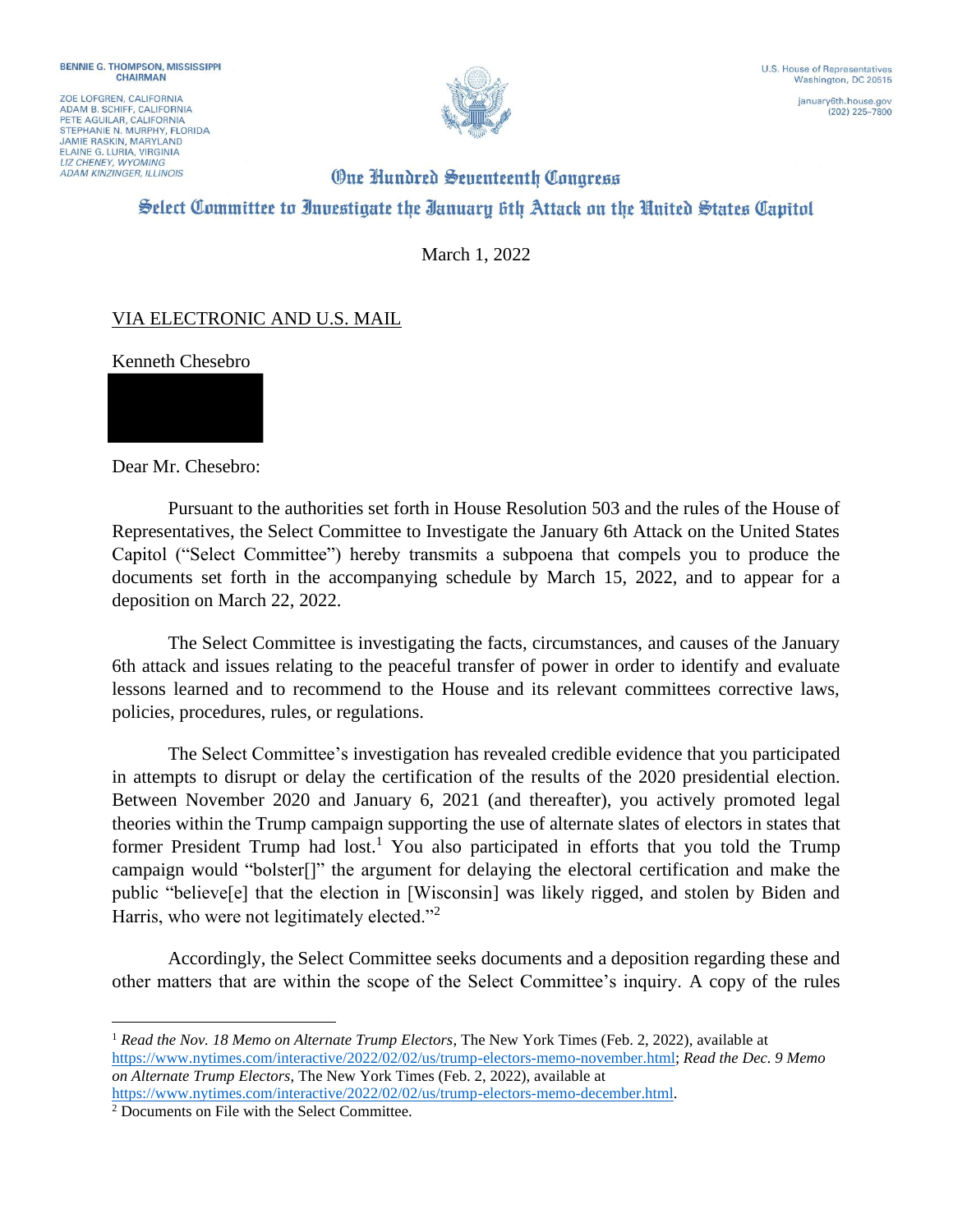BENNIE G. THOMPSON, MISSISSIPPI
CHAIRMAN

ZOE LOFGREN, CALIFORNIA
ADAM B. SCHIFF, CALIFORNIA
PETE AGUILAR, CALIFORNIA
STEPHANIE N. MURPHY, FLORIDA
JAMIE RASKIN, MARYLAND
ELAINE G. LURIA, VIRGINIA
*LIZ CHENEY, WYOMING*
*ADAM KINZINGER, ILLINOIS*

U.S. House of Representatives
Washington, DC 20515

january6th.house.gov
(202) 225-7800

# One Hundred Seventeenth Congress

## Select Committee to Investigate the January 6th Attack on the United States Capitol

March 1, 2022

VIA ELECTRONIC AND U.S. MAIL

Kenneth Chesebro

Dear Mr. Chesebro:

Pursuant to the authorities set forth in House Resolution 503 and the rules of the House of Representatives, the Select Committee to Investigate the January 6th Attack on the United States Capitol ("Select Committee") hereby transmits a subpoena that compels you to produce the documents set forth in the accompanying schedule by March 15, 2022, and to appear for a deposition on March 22, 2022.

The Select Committee is investigating the facts, circumstances, and causes of the January 6th attack and issues relating to the peaceful transfer of power in order to identify and evaluate lessons learned and to recommend to the House and its relevant committees corrective laws, policies, procedures, rules, or regulations.

The Select Committee's investigation has revealed credible evidence that you participated in attempts to disrupt or delay the certification of the results of the 2020 presidential election. Between November 2020 and January 6, 2021 (and thereafter), you actively promoted legal theories within the Trump campaign supporting the use of alternate slates of electors in states that former President Trump had lost.[1] You also participated in efforts that you told the Trump campaign would "bolster[]" the argument for delaying the electoral certification and make the public "believe[e] that the election in [Wisconsin] was likely rigged, and stolen by Biden and Harris, who were not legitimately elected."[2]

Accordingly, the Select Committee seeks documents and a deposition regarding these and other matters that are within the scope of the Select Committee's inquiry. A copy of the rules

---

[1] *Read the Nov. 18 Memo on Alternate Trump Electors*, The New York Times (Feb. 2, 2022), available at https://www.nytimes.com/interactive/2022/02/02/us/trump-electors-memo-november.html; *Read the Dec. 9 Memo on Alternate Trump Electors*, The New York Times (Feb. 2, 2022), available at https://www.nytimes.com/interactive/2022/02/02/us/trump-electors-memo-december.html.

[2] Documents on File with the Select Committee.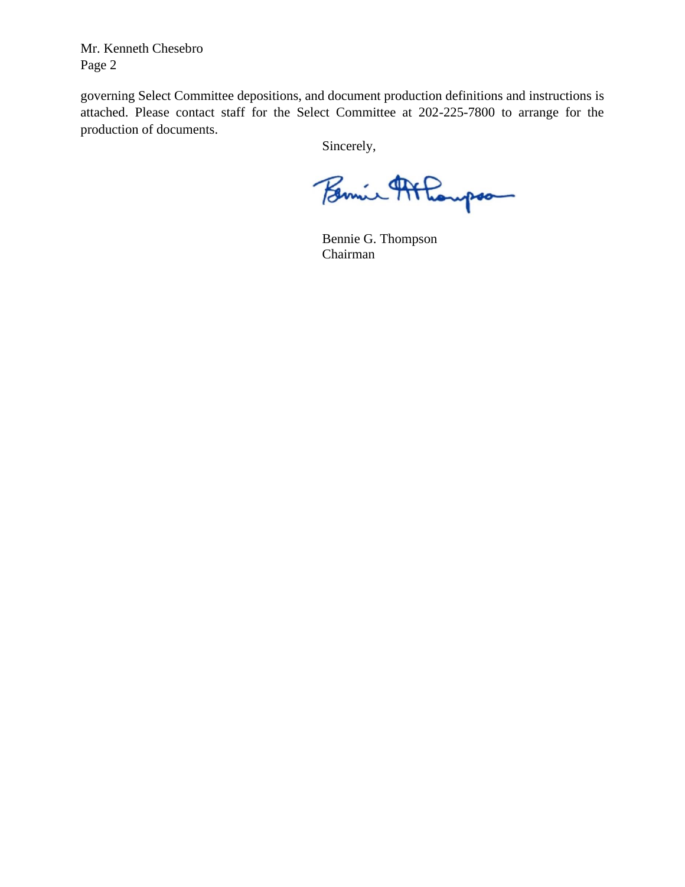governing Select Committee depositions, and document production definitions and instructions is attached. Please contact staff for the Select Committee at 202-225-7800 to arrange for the production of documents.

Sincerely,

Bennie G. Thompson
Chairman